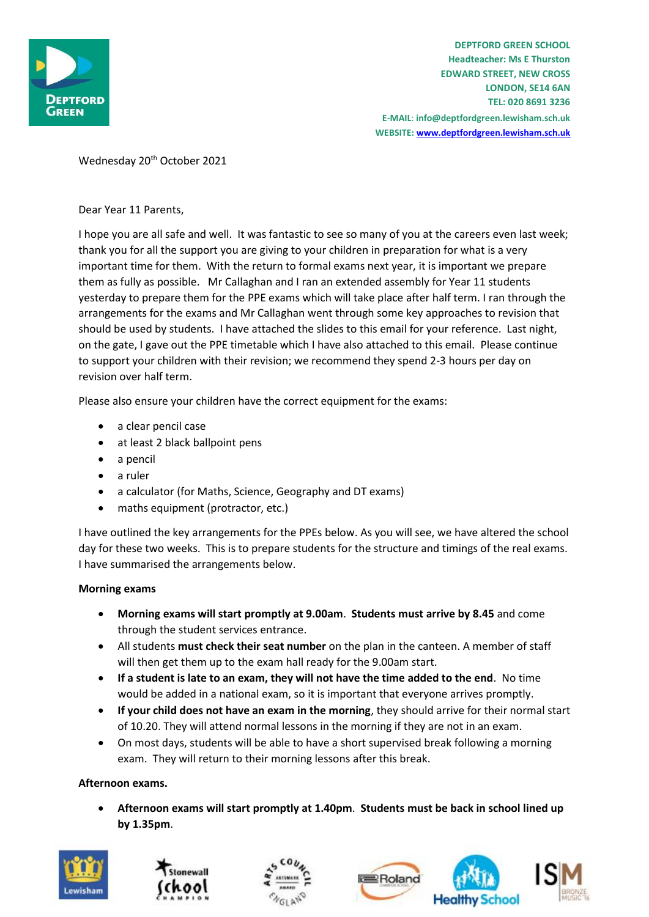DEPTFORD GREEN SCHOOL
Headteacher: Ms E Thurston
EDWARD STREET, NEW CROSS
LONDON, SE14 6AN
TEL: 020 8691 3236
E-MAIL: info@deptfordgreen.lewisham.sch.uk
WEBSITE: www.deptfordgreen.lewisham.sch.uk

Wednesday 20th October 2021

Dear Year 11 Parents,

I hope you are all safe and well. It was fantastic to see so many of you at the careers even last week; thank you for all the support you are giving to your children in preparation for what is a very important time for them. With the return to formal exams next year, it is important we prepare them as fully as possible. Mr Callaghan and I ran an extended assembly for Year 11 students yesterday to prepare them for the PPE exams which will take place after half term. I ran through the arrangements for the exams and Mr Callaghan went through some key approaches to revision that should be used by students. I have attached the slides to this email for your reference. Last night, on the gate, I gave out the PPE timetable which I have also attached to this email. Please continue to support your children with their revision; we recommend they spend 2-3 hours per day on revision over half term.

Please also ensure your children have the correct equipment for the exams:

- a clear pencil case
- at least 2 black ballpoint pens
- a pencil
- a ruler
- a calculator (for Maths, Science, Geography and DT exams)
- maths equipment (protractor, etc.)

I have outlined the key arrangements for the PPEs below. As you will see, we have altered the school day for these two weeks. This is to prepare students for the structure and timings of the real exams. I have summarised the arrangements below.

**Morning exams**

- **Morning exams will start promptly at 9.00am**. **Students must arrive by 8.45** and come through the student services entrance.
- All students **must check their seat number** on the plan in the canteen. A member of staff will then get them up to the exam hall ready for the 9.00am start.
- **If a student is late to an exam, they will not have the time added to the end**. No time would be added in a national exam, so it is important that everyone arrives promptly.
- **If your child does not have an exam in the morning**, they should arrive for their normal start of 10.20. They will attend normal lessons in the morning if they are not in an exam.
- On most days, students will be able to have a short supervised break following a morning exam. They will return to their morning lessons after this break.

**Afternoon exams.**

- **Afternoon exams will start promptly at 1.40pm**. **Students must be back in school lined up by 1.35pm**.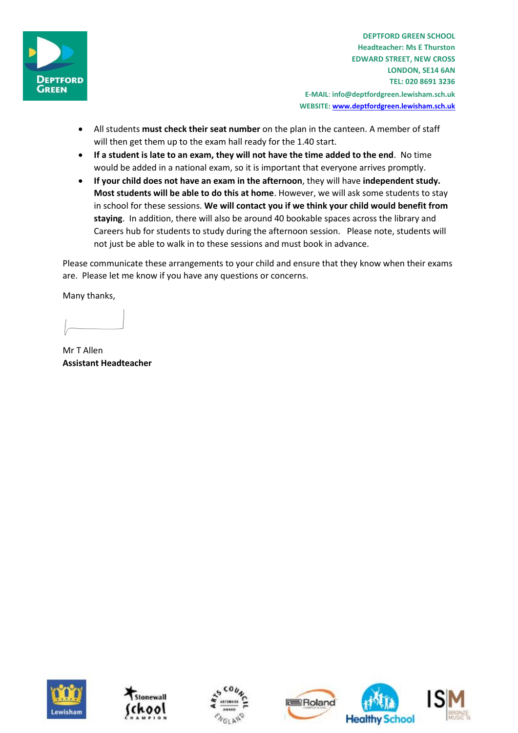DEPTFORD GREEN SCHOOL
Headteacher: Ms E Thurston
EDWARD STREET, NEW CROSS
LONDON, SE14 6AN
TEL: 020 8691 3236
E-MAIL: info@deptfordgreen.lewisham.sch.uk
WEBSITE: www.deptfordgreen.lewisham.sch.uk

- All students **must check their seat number** on the plan in the canteen. A member of staff will then get them up to the exam hall ready for the 1.40 start.
- **If a student is late to an exam, they will not have the time added to the end**. No time would be added in a national exam, so it is important that everyone arrives promptly.
- **If your child does not have an exam in the afternoon**, they will have **independent study. Most students will be able to do this at home**. However, we will ask some students to stay in school for these sessions. **We will contact you if we think your child would benefit from staying**. In addition, there will also be around 40 bookable spaces across the library and Careers hub for students to study during the afternoon session. Please note, students will not just be able to walk in to these sessions and must book in advance.

Please communicate these arrangements to your child and ensure that they know when their exams are. Please let me know if you have any questions or concerns.

Many thanks,

Mr T Allen
**Assistant Headteacher**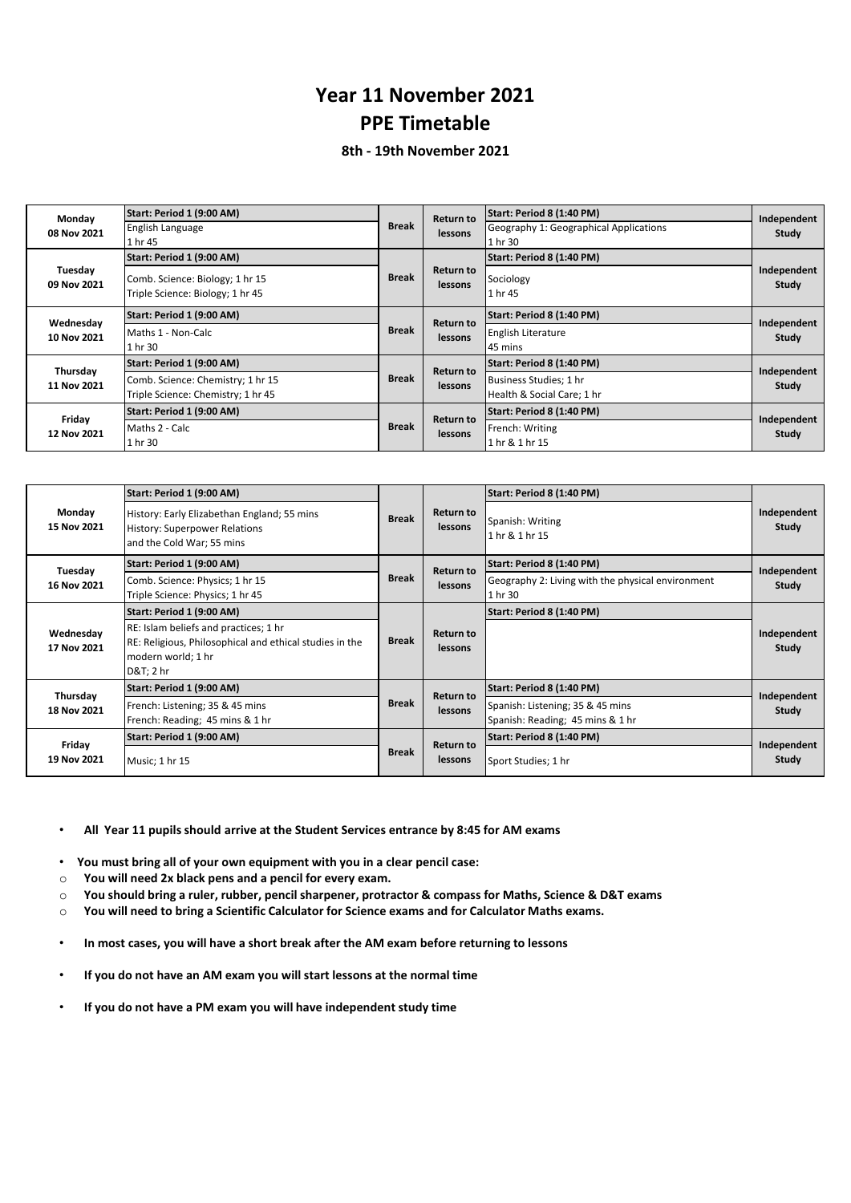# Year 11 November 2021

# PPE Timetable

**8th - 19th November 2021**

| Day | AM Exam | | | PM Exam | |
|---|---|---|---|---|---|
| **Monday 08 Nov 2021** | **Start: Period 1 (9:00 AM)**<br>English Language<br>1 hr 45 | **Break** | **Return to lessons** | **Start: Period 8 (1:40 PM)**<br>Geography 1: Geographical Applications<br>1 hr 30 | **Independent Study** |
| **Tuesday 09 Nov 2021** | **Start: Period 1 (9:00 AM)**<br>Comb. Science: Biology; 1 hr 15<br>Triple Science: Biology; 1 hr 45 | **Break** | **Return to lessons** | **Start: Period 8 (1:40 PM)**<br>Sociology<br>1 hr 45 | **Independent Study** |
| **Wednesday 10 Nov 2021** | **Start: Period 1 (9:00 AM)**<br>Maths 1 - Non-Calc<br>1 hr 30 | **Break** | **Return to lessons** | **Start: Period 8 (1:40 PM)**<br>English Literature<br>45 mins | **Independent Study** |
| **Thursday 11 Nov 2021** | **Start: Period 1 (9:00 AM)**<br>Comb. Science: Chemistry; 1 hr 15<br>Triple Science: Chemistry; 1 hr 45 | **Break** | **Return to lessons** | **Start: Period 8 (1:40 PM)**<br>Business Studies; 1 hr<br>Health & Social Care; 1 hr | **Independent Study** |
| **Friday 12 Nov 2021** | **Start: Period 1 (9:00 AM)**<br>Maths 2 - Calc<br>1 hr 30 | **Break** | **Return to lessons** | **Start: Period 8 (1:40 PM)**<br>French: Writing<br>1 hr & 1 hr 15 | **Independent Study** |

| Day | AM Exam | | | PM Exam | |
|---|---|---|---|---|---|
| **Monday 15 Nov 2021** | **Start: Period 1 (9:00 AM)**<br>History: Early Elizabethan England; 55 mins<br>History: Superpower Relations and the Cold War; 55 mins | **Break** | **Return to lessons** | **Start: Period 8 (1:40 PM)**<br>Spanish: Writing<br>1 hr & 1 hr 15 | **Independent Study** |
| **Tuesday 16 Nov 2021** | **Start: Period 1 (9:00 AM)**<br>Comb. Science: Physics; 1 hr 15<br>Triple Science: Physics; 1 hr 45 | **Break** | **Return to lessons** | **Start: Period 8 (1:40 PM)**<br>Geography 2: Living with the physical environment<br>1 hr 30 | **Independent Study** |
| **Wednesday 17 Nov 2021** | **Start: Period 1 (9:00 AM)**<br>RE: Islam beliefs and practices; 1 hr<br>RE: Religious, Philosophical and ethical studies in the modern world; 1 hr<br>D&T; 2 hr | **Break** | **Return to lessons** | **Start: Period 8 (1:40 PM)** | **Independent Study** |
| **Thursday 18 Nov 2021** | **Start: Period 1 (9:00 AM)**<br>French: Listening; 35 & 45 mins<br>French: Reading; 45 mins & 1 hr | **Break** | **Return to lessons** | **Start: Period 8 (1:40 PM)**<br>Spanish: Listening; 35 & 45 mins<br>Spanish: Reading; 45 mins & 1 hr | **Independent Study** |
| **Friday 19 Nov 2021** | **Start: Period 1 (9:00 AM)**<br>Music; 1 hr 15 | **Break** | **Return to lessons** | **Start: Period 8 (1:40 PM)**<br>Sport Studies; 1 hr | **Independent Study** |

- **All Year 11 pupils should arrive at the Student Services entrance by 8:45 for AM exams**
- **You must bring all of your own equipment with you in a clear pencil case:**
  - **You will need 2x black pens and a pencil for every exam.**
  - **You should bring a ruler, rubber, pencil sharpener, protractor & compass for Maths, Science & D&T exams**
  - **You will need to bring a Scientific Calculator for Science exams and for Calculator Maths exams.**
- **In most cases, you will have a short break after the AM exam before returning to lessons**
- **If you do not have an AM exam you will start lessons at the normal time**
- **If you do not have a PM exam you will have independent study time**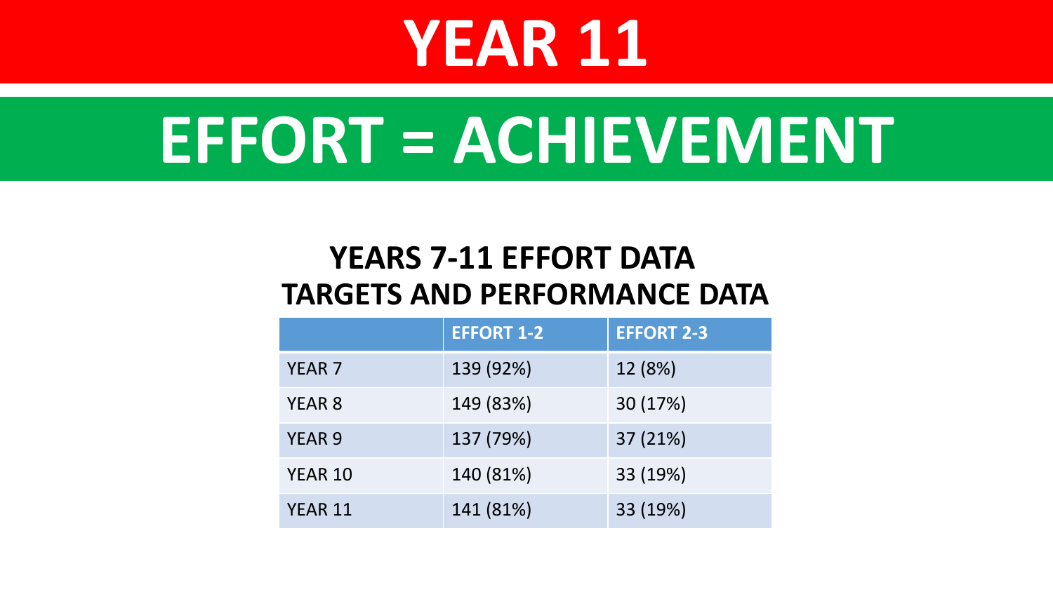# YEAR 11

# EFFORT = ACHIEVEMENT

## YEARS 7-11 EFFORT DATA
## TARGETS AND PERFORMANCE DATA

| | EFFORT 1-2 | EFFORT 2-3 |
|---|---|---|
| YEAR 7 | 139 (92%) | 12 (8%) |
| YEAR 8 | 149 (83%) | 30 (17%) |
| YEAR 9 | 137 (79%) | 37 (21%) |
| YEAR 10 | 140 (81%) | 33 (19%) |
| YEAR 11 | 141 (81%) | 33 (19%) |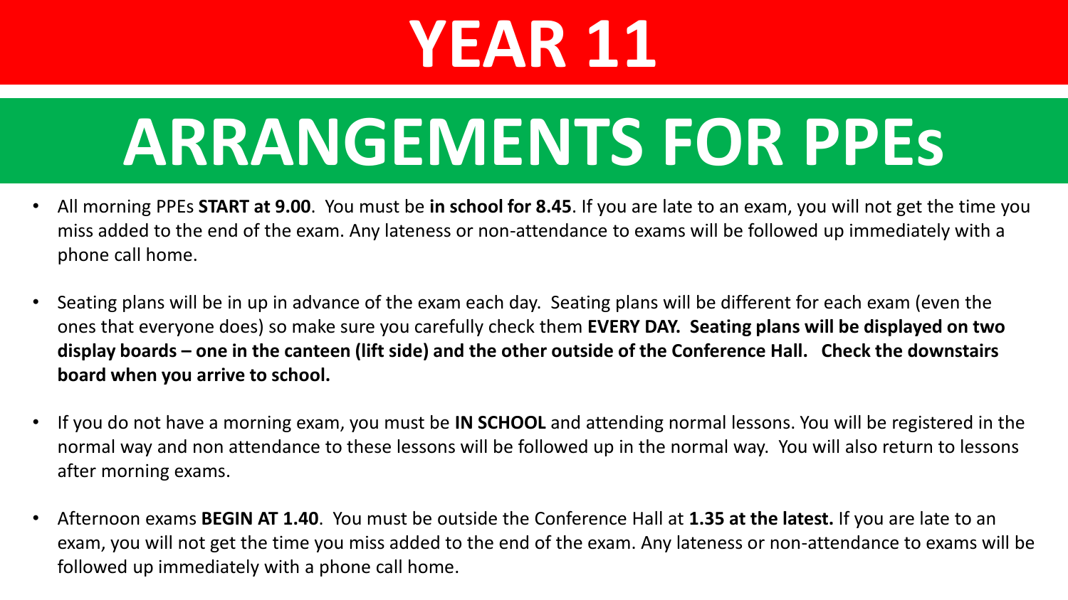# YEAR 11

# ARRANGEMENTS FOR PPEs

- All morning PPEs **START at 9.00**. You must be **in school for 8.45**. If you are late to an exam, you will not get the time you miss added to the end of the exam. Any lateness or non-attendance to exams will be followed up immediately with a phone call home.
- Seating plans will be in up in advance of the exam each day. Seating plans will be different for each exam (even the ones that everyone does) so make sure you carefully check them **EVERY DAY. Seating plans will be displayed on two display boards – one in the canteen (lift side) and the other outside of the Conference Hall. Check the downstairs board when you arrive to school.**
- If you do not have a morning exam, you must be **IN SCHOOL** and attending normal lessons. You will be registered in the normal way and non attendance to these lessons will be followed up in the normal way. You will also return to lessons after morning exams.
- Afternoon exams **BEGIN AT 1.40**. You must be outside the Conference Hall at **1.35 at the latest.** If you are late to an exam, you will not get the time you miss added to the end of the exam. Any lateness or non-attendance to exams will be followed up immediately with a phone call home.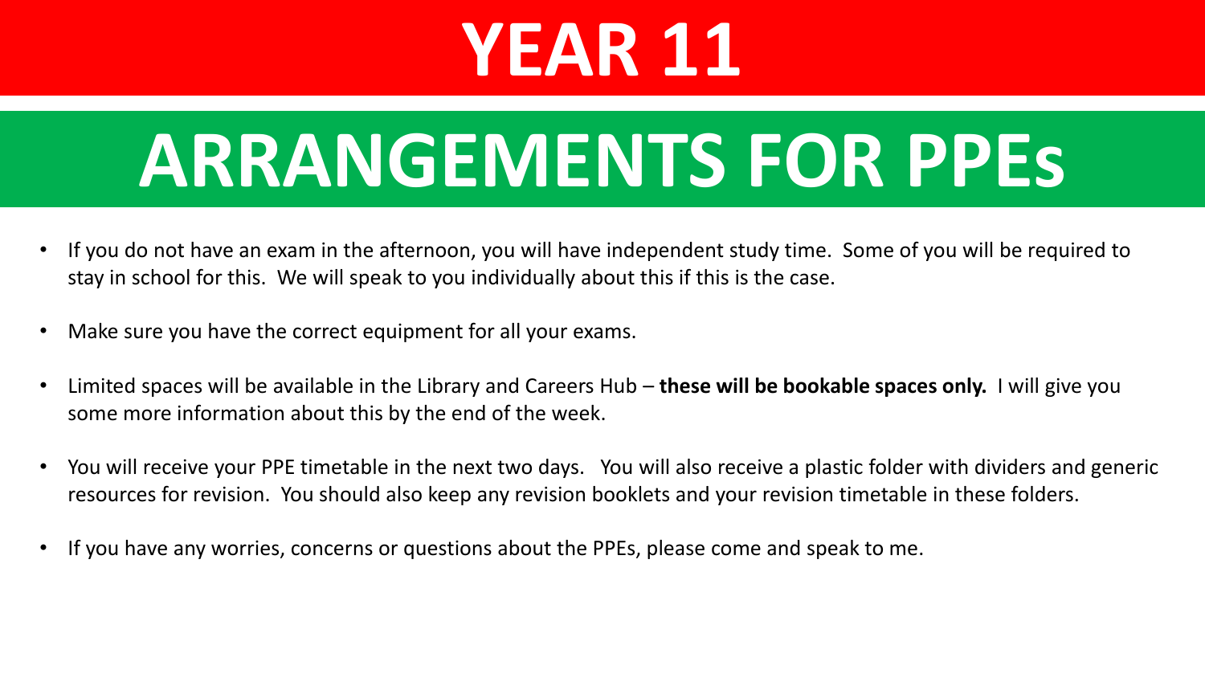# YEAR 11

# ARRANGEMENTS FOR PPEs

- If you do not have an exam in the afternoon, you will have independent study time. Some of you will be required to stay in school for this. We will speak to you individually about this if this is the case.
- Make sure you have the correct equipment for all your exams.
- Limited spaces will be available in the Library and Careers Hub – **these will be bookable spaces only.** I will give you some more information about this by the end of the week.
- You will receive your PPE timetable in the next two days. You will also receive a plastic folder with dividers and generic resources for revision. You should also keep any revision booklets and your revision timetable in these folders.
- If you have any worries, concerns or questions about the PPEs, please come and speak to me.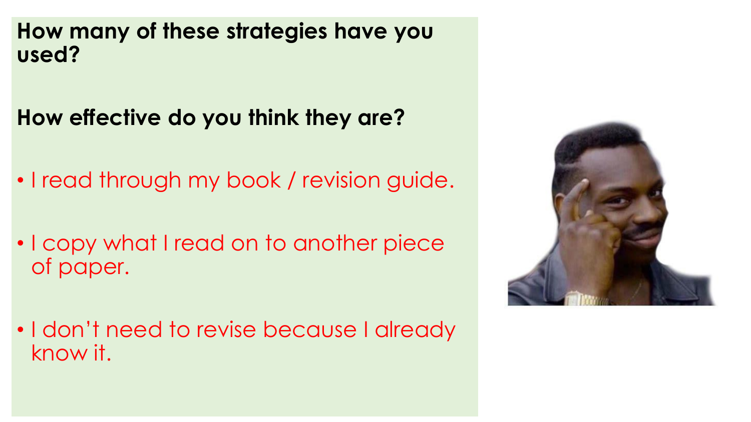**How many of these strategies have you used?**

**How effective do you think they are?**

- I read through my book / revision guide.
- I copy what I read on to another piece of paper.
- I don't need to revise because I already know it.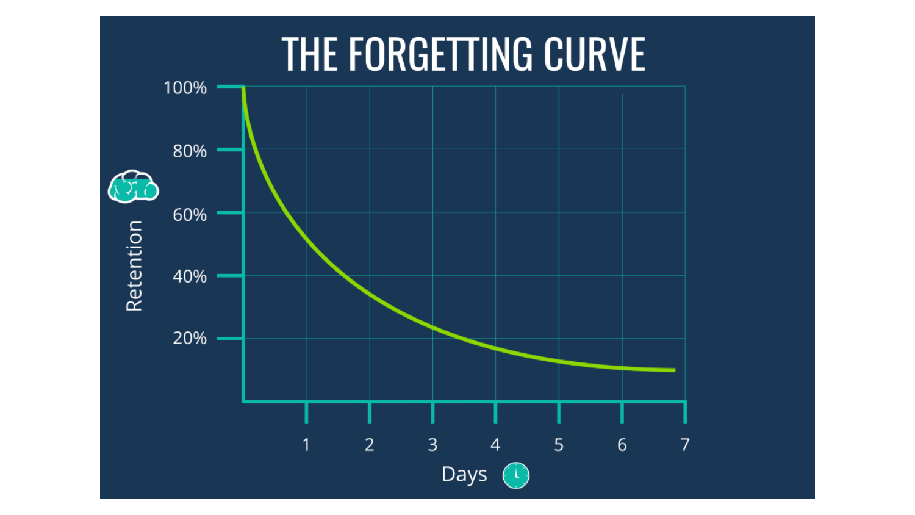# THE FORGETTING CURVE

Retention: 100%, 80%, 60%, 40%, 20%

Days: 1, 2, 3, 4, 5, 6, 7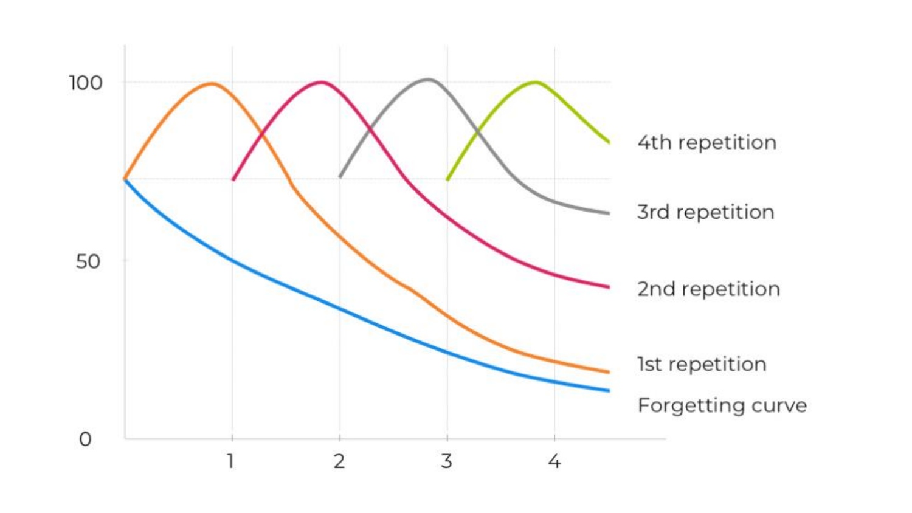100

50

0

1 2 3 4

4th repetition

3rd repetition

2nd repetition

1st repetition

Forgetting curve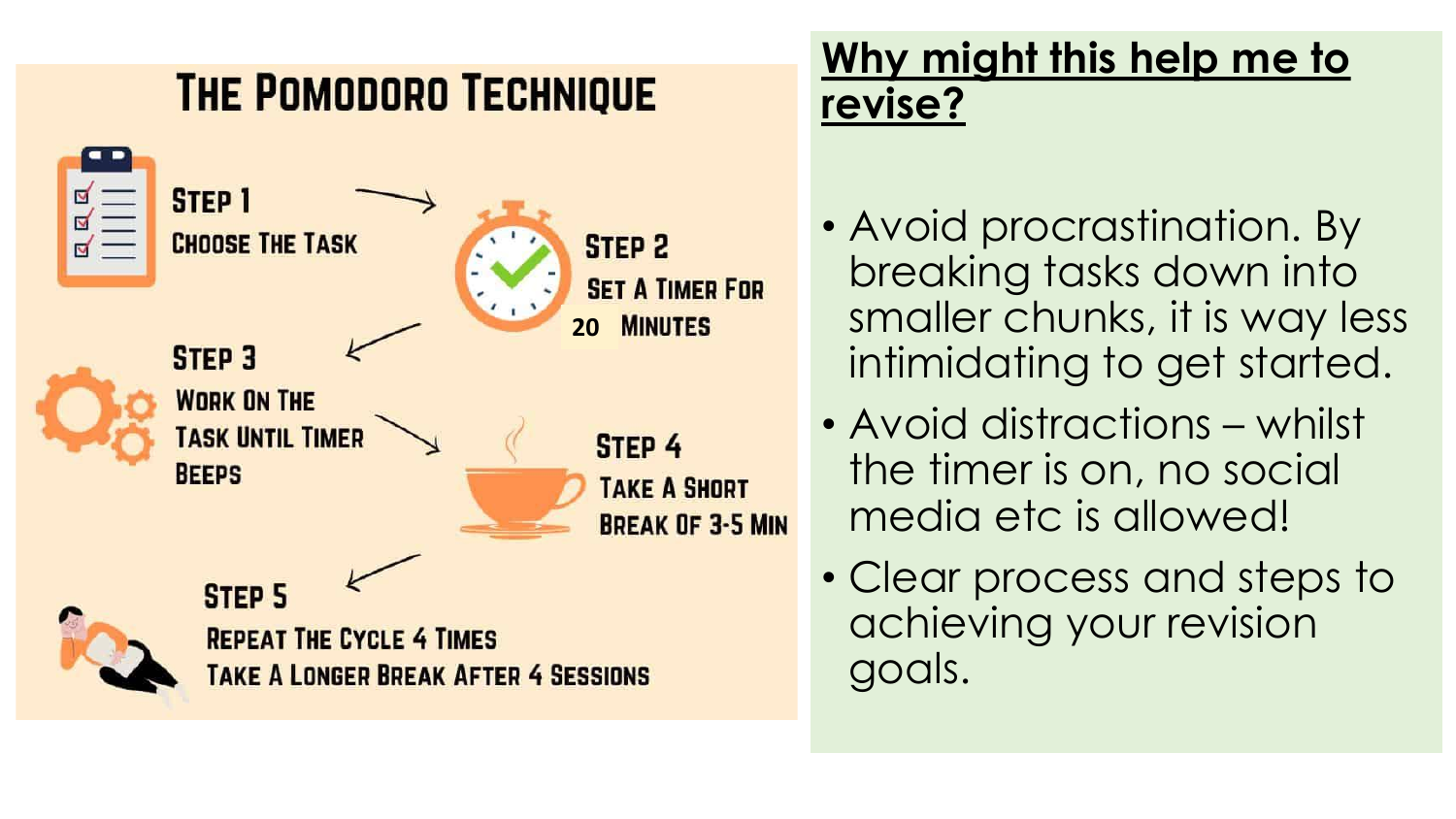# The Pomodoro Technique

**Step 1**
Choose the task

**Step 2**
Set a timer for 20 minutes

**Step 3**
Work on the task until timer beeps

**Step 4**
Take a short break of 3-5 min

**Step 5**
Repeat the cycle 4 times
Take a longer break after 4 sessions

## Why might this help me to revise?

- Avoid procrastination. By breaking tasks down into smaller chunks, it is way less intimidating to get started.
- Avoid distractions – whilst the timer is on, no social media etc is allowed!
- Clear process and steps to achieving your revision goals.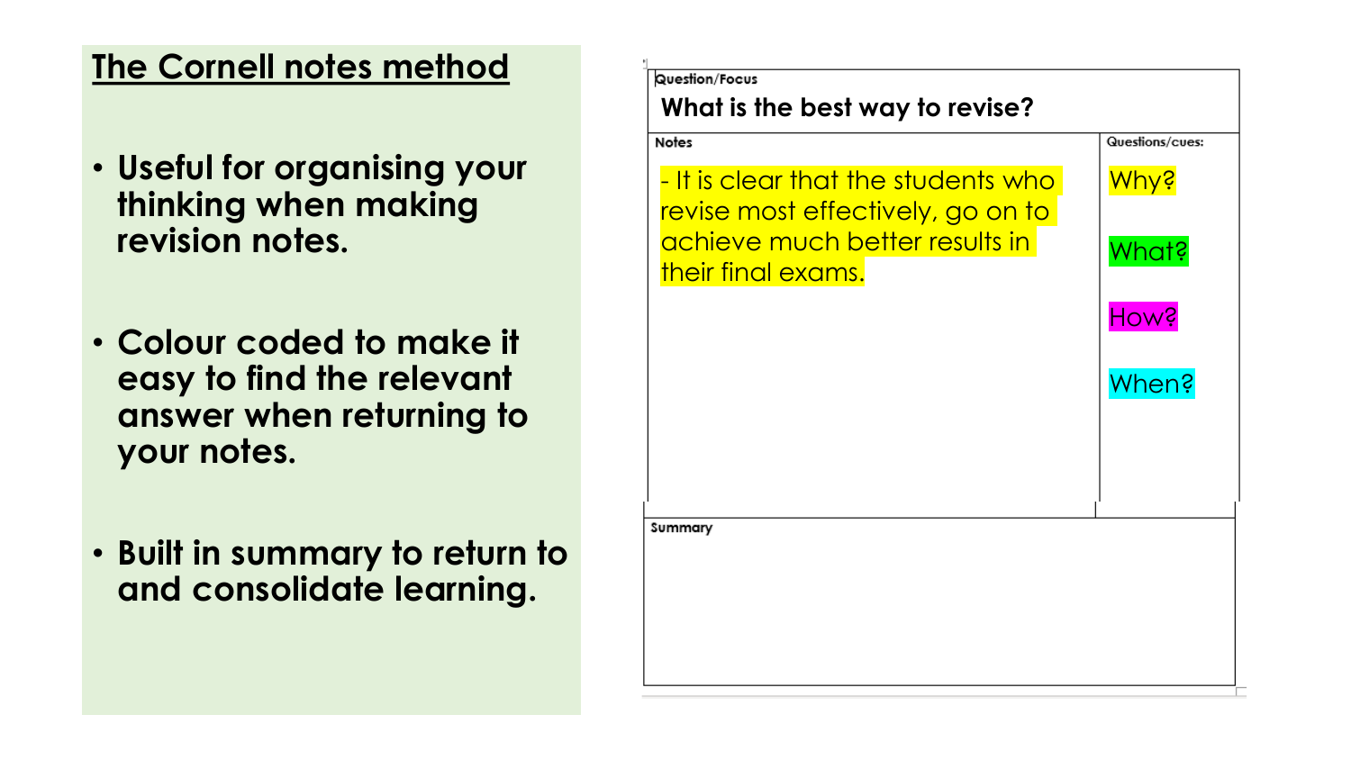## The Cornell notes method

- **Useful for organising your thinking when making revision notes.**
- **Colour coded to make it easy to find the relevant answer when returning to your notes.**
- **Built in summary to return to and consolidate learning.**

| Question/Focus | |
|---|---|
| **What is the best way to revise?** | |
| **Notes** | **Questions/cues:** |
| - It is clear that the students who revise most effectively, go on to achieve much better results in their final exams. | Why?<br><br>What?<br><br>How?<br><br>When? |
| **Summary** | |
| | |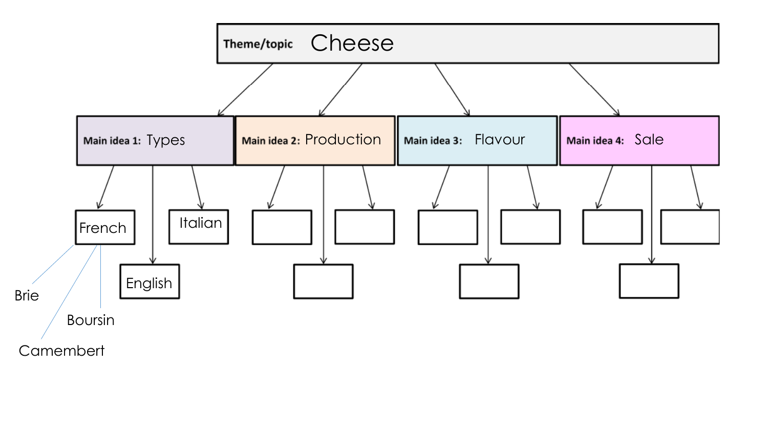**Theme/topic** Cheese

- **Main idea 1:** Types
  - French
    - Brie
    - Boursin
    - Camembert
  - English
  - Italian
- **Main idea 2:** Production
- **Main idea 3:** Flavour
- **Main idea 4:** Sale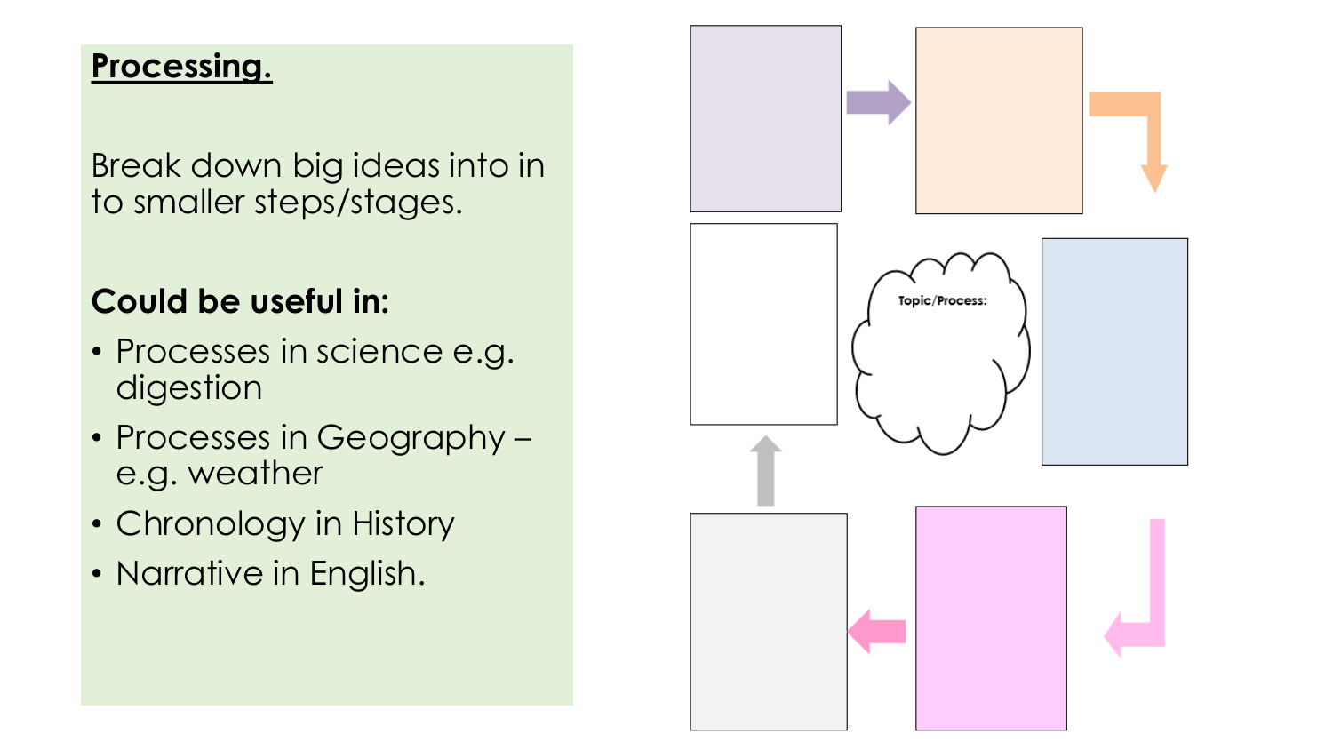## Processing.

Break down big ideas into in to smaller steps/stages.

**Could be useful in:**

- Processes in science e.g. digestion
- Processes in Geography – e.g. weather
- Chronology in History
- Narrative in English.

Topic/Process: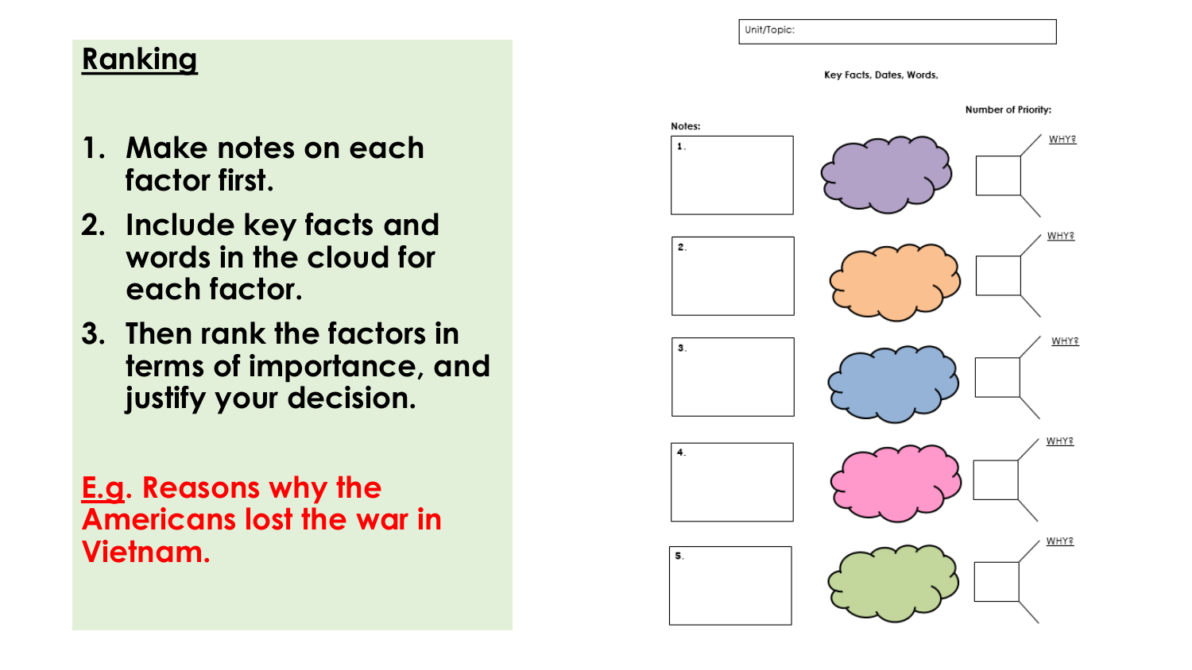## Ranking

1. Make notes on each factor first.
2. Include key facts and words in the cloud for each factor.
3. Then rank the factors in terms of importance, and justify your decision.

E.g. Reasons why the Americans lost the war in Vietnam.

Unit/Topic:

Key Facts, Dates, Words,

Number of Priority:

Notes:

1.

WHY?

2.

WHY?

3.

WHY?

4.

WHY?

5.

WHY?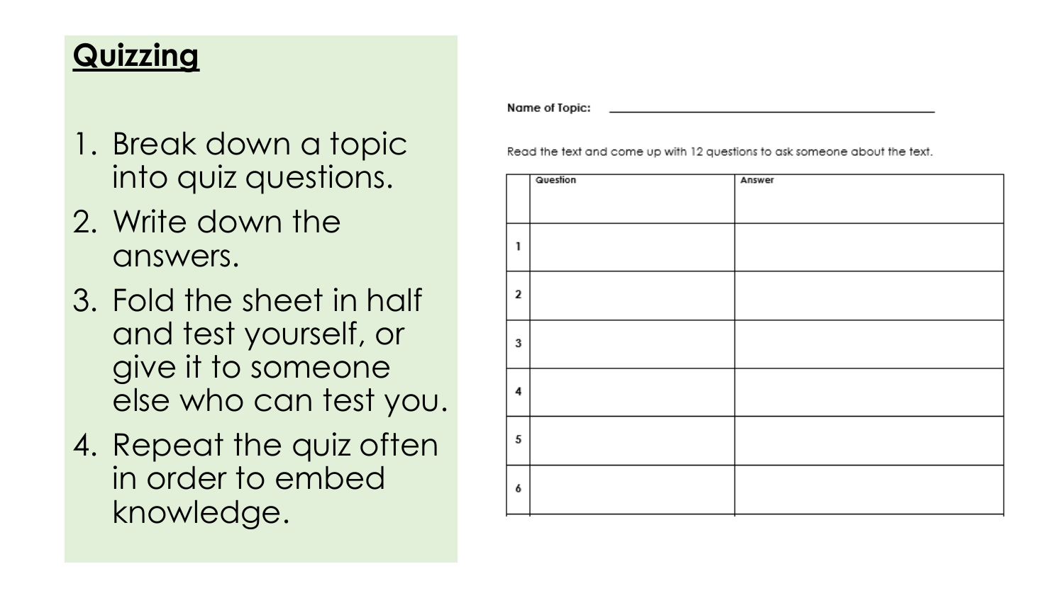## Quizzing

1. Break down a topic into quiz questions.
2. Write down the answers.
3. Fold the sheet in half and test yourself, or give it to someone else who can test you.
4. Repeat the quiz often in order to embed knowledge.

**Name of Topic:** ______________________________

Read the text and come up with 12 questions to ask someone about the text.

| | Question | Answer |
|---|---|---|
| 1 | | |
| 2 | | |
| 3 | | |
| 4 | | |
| 5 | | |
| 6 | | |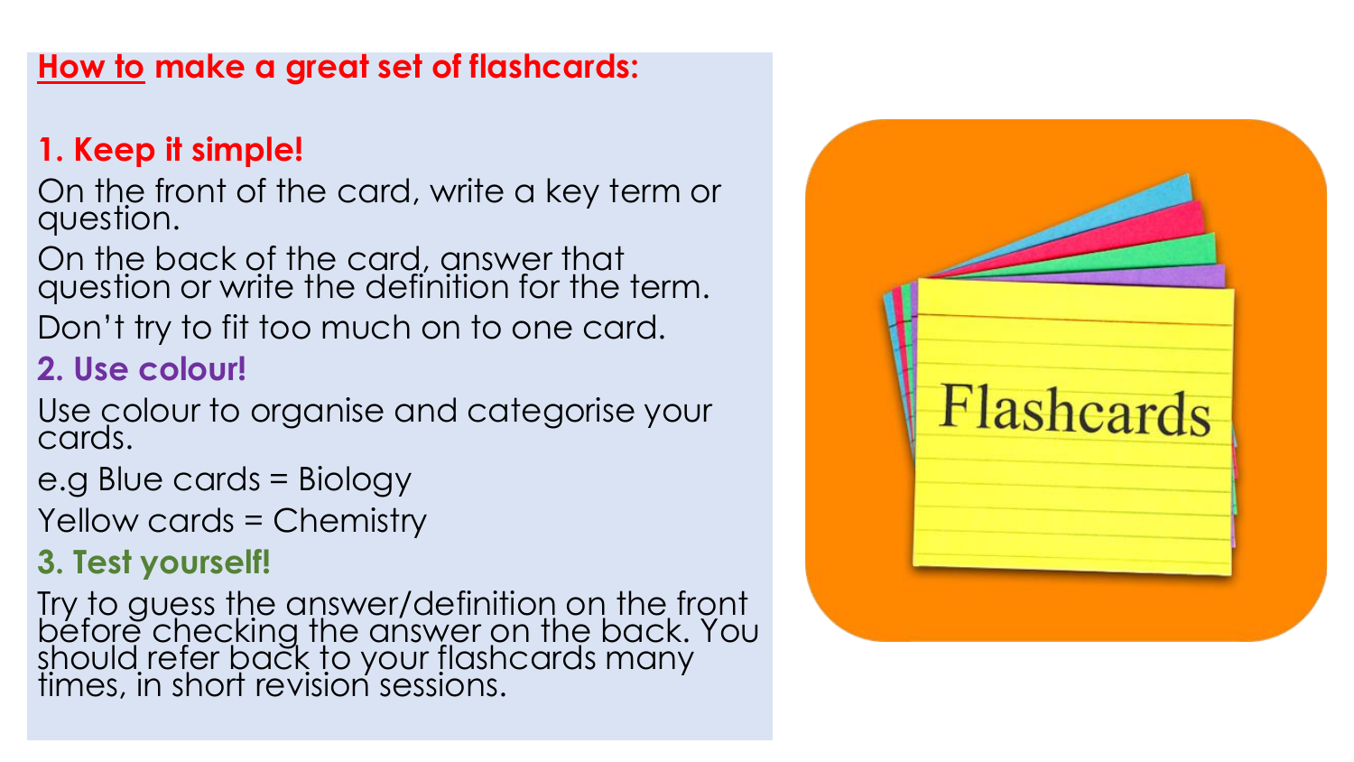## How to make a great set of flashcards:

### 1. Keep it simple!

On the front of the card, write a key term or question.

On the back of the card, answer that question or write the definition for the term.

Don't try to fit too much on to one card.

### 2. Use colour!

Use colour to organise and categorise your cards.

e.g Blue cards = Biology

Yellow cards = Chemistry

### 3. Test yourself!

Try to guess the answer/definition on the front before checking the answer on the back. You should refer back to your flashcards many times, in short revision sessions.